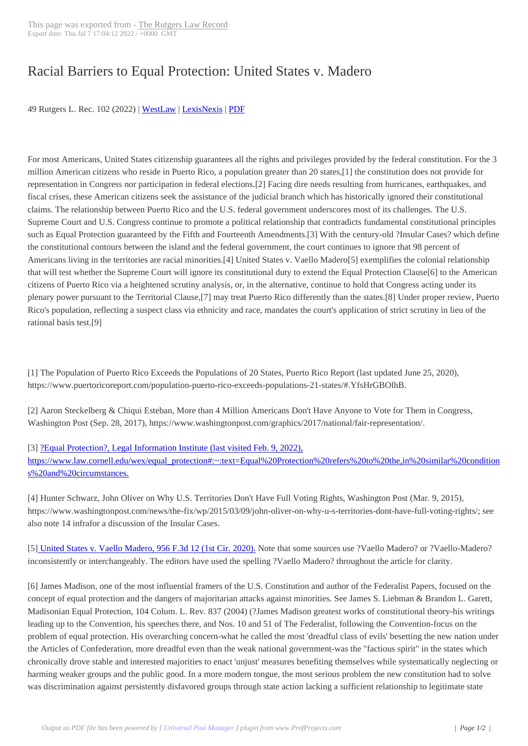# Racial Barriers to Equal Protection: United States v. Madero

49 Rutgers L. Rec. 102 (2022) | WestLaw | LexisNexis | PDF

For most Americans, United States citizenship guarantees all the rights and privileges provided by the federal constitution. For the 3 million American citizens who reside in Puerto Rico, a population greater than 20 states,[1] the constitution does not provide for representation in Congress nor participation in federal elections.[2] Facing dire needs resulting from hurricanes, earthquakes, and fiscal crises, these American citizens seek the assistance of the judicial branch which has historically ignored their constitutional claims. The relationship between Puerto Rico and the U.S. federal government underscores most of its challenges. The U.S. Supreme Court and U.S. Congress continue to promote a political relationship that contradicts fundamental constitutional principles such as Equal Protection guaranteed by the Fifth and Fourteenth Amendments.[3] With the century-old ?Insular Cases? which define the constitutional contours between the island and the federal government, the court continues to ignore that 98 percent of Americans living in the territories are racial minorities.[4] United States v. Vaello Madero[5] exemplifies the colonial relationship that will test whether the Supreme Court will ignore its constitutional duty to extend the Equal Protection Clause[6] to the American citizens of Puerto Rico via a heightened scrutiny analysis, or, in the alternative, continue to hold that Congress acting under its plenary power pursuant to the Territorial Clause,[7] may treat Puerto Rico differently than the states.[8] Under proper review, Puerto Rico's population, reflecting a suspect class via ethnicity and race, mandates the court's application of strict scrutiny in lieu of the rational basis test.[9]

[1] The Population of Puerto Rico Exceeds the Populations of 20 States, Puerto Rico Report (last updated June 25, 2020), https://www.puertoricoreport.com/population-puerto-rico-exceeds-populations-21-states/#.YfsHrGBOlhB.

[2] Aaron Steckelberg & Chiqui Esteban, More than 4 Million Americans Don't Have Anyone to Vote for Them in Congress, Washington Post (Sep. 28, 2017), https://www.washingtonpost.com/graphics/2017/national/fair-representation/.

[3] ?Equal Protection?, Legal Information Institute (last visited Feb. 9, 2022), https://www.law.cornell.edu/wex/equal_protection#:~:text=Equal%20Protection%20refers%20to%20the,in%20similar%20conditions%20and%20circumstances.

[4] Hunter Schwarz, John Oliver on Why U.S. Territories Don't Have Full Voting Rights, Washington Post (Mar. 9, 2015), https://www.washingtonpost.com/news/the-fix/wp/2015/03/09/john-oliver-on-why-u-s-territories-dont-have-full-voting-rights/; see also note 14 infrafor a discussion of the Insular Cases.

[5] United States v. Vaello Madero, 956 F.3d 12 (1st Cir. 2020). Note that some sources use ?Vaello Madero? or ?Vaello-Madero? inconsistently or interchangeably. The editors have used the spelling ?Vaello Madero? throughout the article for clarity.

[6] James Madison, one of the most influential framers of the U.S. Constitution and author of the Federalist Papers, focused on the concept of equal protection and the dangers of majoritarian attacks against minorities. See James S. Liebman & Brandon L. Garett, Madisonian Equal Protection, 104 Colum. L. Rev. 837 (2004) (?James Madison greatest works of constitutional theory-his writings leading up to the Convention, his speeches there, and Nos. 10 and 51 of The Federalist, following the Convention-focus on the problem of equal protection. His overarching concern-what he called the most 'dreadful class of evils' besetting the new nation under the Articles of Confederation, more dreadful even than the weak national government-was the "factious spirit" in the states which chronically drove stable and interested majorities to enact 'unjust' measures benefiting themselves while systematically neglecting or harming weaker groups and the public good. In a more modern tongue, the most serious problem the new constitution had to solve was discrimination against persistently disfavored groups through state action lacking a sufficient relationship to legitimate state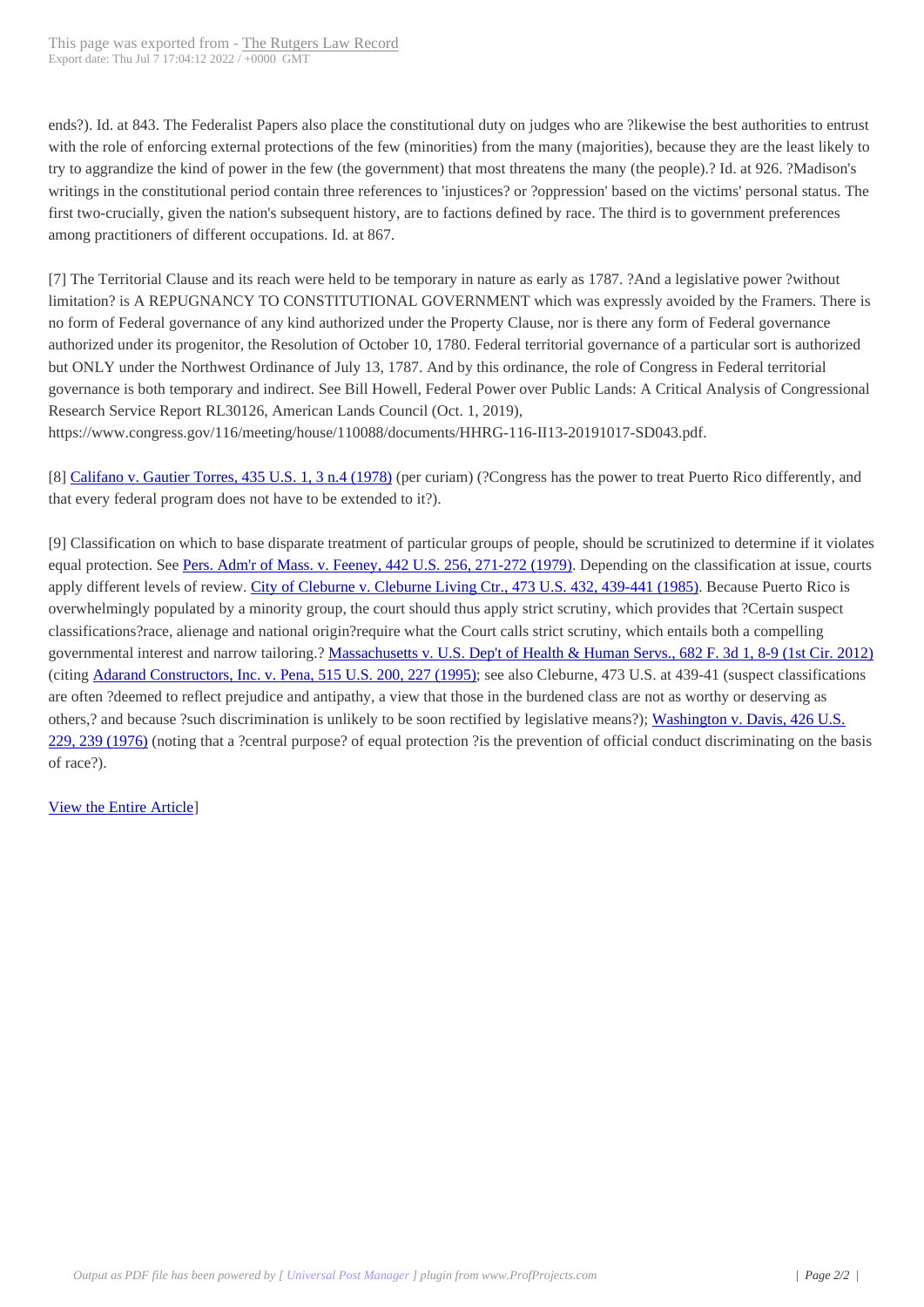ends?). Id. at 843. The Federalist Papers also place the constitutional duty on judges who are ?likewise the best authorities to entrust with the role of enforcing external protections of the few (minorities) from the many (majorities), because they are the least likely to try to aggrandize the kind of power in the few (the government) that most threatens the many (the people).? Id. at 926. ?Madison's writings in the constitutional period contain three references to 'injustices? or ?oppression' based on the victims' personal status. The first two-crucially, given the nation's subsequent history, are to factions defined by race. The third is to government preferences among practitioners of different occupations. Id. at 867.

[7] The Territorial Clause and its reach were held to be temporary in nature as early as 1787. ?And a legislative power ?without limitation? is A REPUGNANCY TO CONSTITUTIONAL GOVERNMENT which was expressly avoided by the Framers. There is no form of Federal governance of any kind authorized under the Property Clause, nor is there any form of Federal governance authorized under its progenitor, the Resolution of October 10, 1780. Federal territorial governance of a particular sort is authorized but ONLY under the Northwest Ordinance of July 13, 1787. And by this ordinance, the role of Congress in Federal territorial governance is both temporary and indirect. See Bill Howell, Federal Power over Public Lands: A Critical Analysis of Congressional Research Service Report RL30126, American Lands Council (Oct. 1, 2019), https://www.congress.gov/116/meeting/house/110088/documents/HHRG-116-II13-20191017-SD043.pdf.

[8] Califano v. Gautier Torres, 435 U.S. 1, 3 n.4 (1978) (per curiam) (?Congress has the power to treat Puerto Rico differently, and that every federal program does not have to be extended to it?).

[9] Classification on which to base disparate treatment of particular groups of people, should be scrutinized to determine if it violates equal protection. See Pers. Adm'r of Mass. v. Feeney, 442 U.S. 256, 271-272 (1979). Depending on the classification at issue, courts apply different levels of review. City of Cleburne v. Cleburne Living Ctr., 473 U.S. 432, 439-441 (1985). Because Puerto Rico is overwhelmingly populated by a minority group, the court should thus apply strict scrutiny, which provides that ?Certain suspect classifications?race, alienage and national origin?require what the Court calls strict scrutiny, which entails both a compelling governmental interest and narrow tailoring.? Massachusetts v. U.S. Dep't of Health & Human Servs., 682 F. 3d 1, 8-9 (1st Cir. 2012) (citing Adarand Constructors, Inc. v. Pena, 515 U.S. 200, 227 (1995); see also Cleburne, 473 U.S. at 439-41 (suspect classifications are often ?deemed to reflect prejudice and antipathy, a view that those in the burdened class are not as worthy or deserving as others,? and because ?such discrimination is unlikely to be soon rectified by legislative means?); Washington v. Davis, 426 U.S. 229, 239 (1976) (noting that a ?central purpose? of equal protection ?is the prevention of official conduct discriminating on the basis of race?).

View the Entire Article]